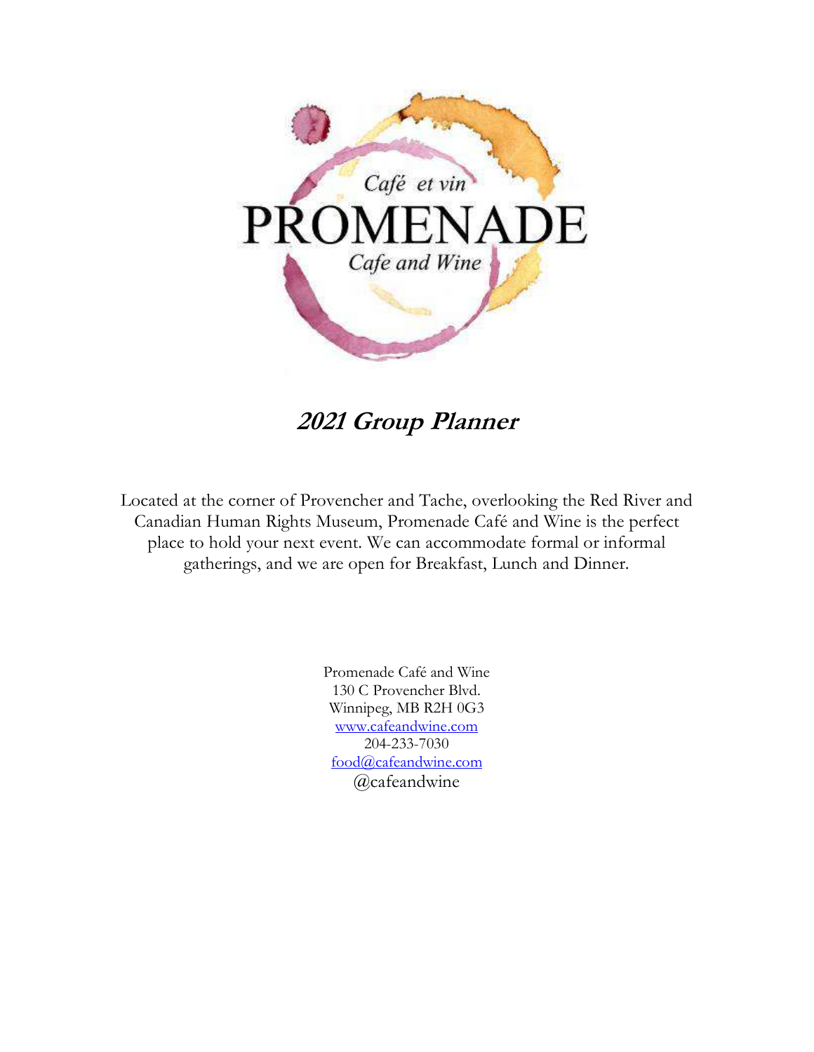Café et vin

# PROMENADE

Cafe and Wine

## *2021 Group Planner*

Located at the corner of Provencher and Tache, overlooking the Red River and Canadian Human Rights Museum, Promenade Café and Wine is the perfect place to hold your next event. We can accommodate formal or informal gatherings, and we are open for Breakfast, Lunch and Dinner.

Promenade Café and Wine
130 C Provencher Blvd.
Winnipeg, MB R2H 0G3
www.cafeandwine.com
204-233-7030
food@cafeandwine.com
@cafeandwine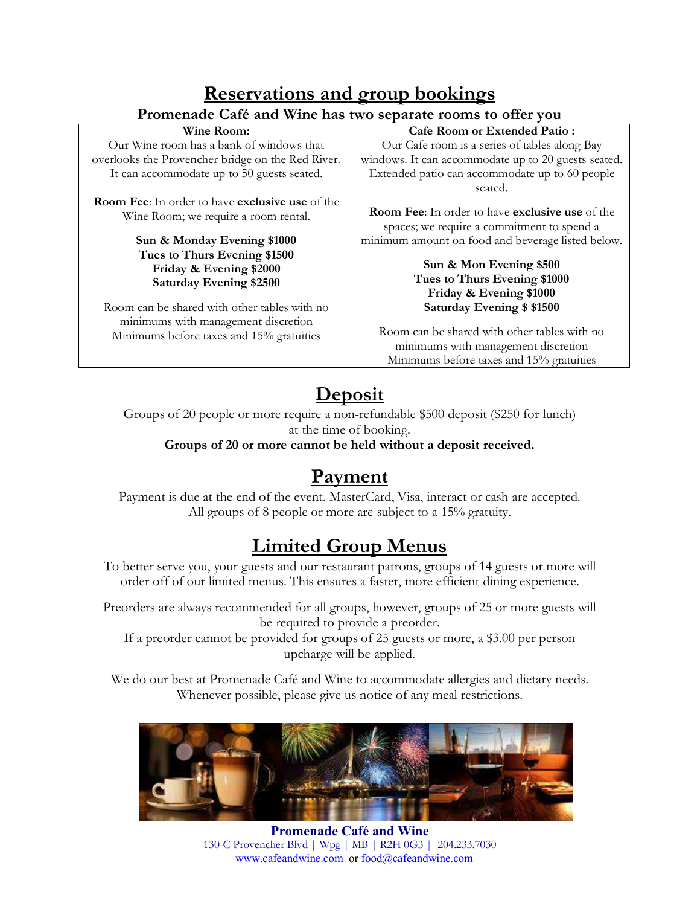# Reservations and group bookings

**Promenade Café and Wine has two separate rooms to offer you**

| **Wine Room:** | **Cafe Room or Extended Patio :** |
|---|---|
| Our Wine room has a bank of windows that overlooks the Provencher bridge on the Red River. It can accommodate up to 50 guests seated. | Our Cafe room is a series of tables along Bay windows. It can accommodate up to 20 guests seated. Extended patio can accommodate up to 60 people seated. |
| **Room Fee**: In order to have **exclusive use** of the Wine Room; we require a room rental. | **Room Fee**: In order to have **exclusive use** of the spaces; we require a commitment to spend a minimum amount on food and beverage listed below. |
| **Sun & Monday Evening $1000**<br>**Tues to Thurs Evening $1500**<br>**Friday & Evening $2000**<br>**Saturday Evening $2500** | **Sun & Mon Evening $500**<br>**Tues to Thurs Evening $1000**<br>**Friday & Evening $1000**<br>**Saturday Evening $ $1500** |
| Room can be shared with other tables with no minimums with management discretion<br>Minimums before taxes and 15% gratuities | Room can be shared with other tables with no minimums with management discretion<br>Minimums before taxes and 15% gratuities |

## Deposit

Groups of 20 people or more require a non-refundable $500 deposit ($250 for lunch) at the time of booking.

**Groups of 20 or more cannot be held without a deposit received.**

## Payment

Payment is due at the end of the event. MasterCard, Visa, interact or cash are accepted.
All groups of 8 people or more are subject to a 15% gratuity.

## Limited Group Menus

To better serve you, your guests and our restaurant patrons, groups of 14 guests or more will order off of our limited menus. This ensures a faster, more efficient dining experience.

Preorders are always recommended for all groups, however, groups of 25 or more guests will be required to provide a preorder.
If a preorder cannot be provided for groups of 25 guests or more, a $3.00 per person upcharge will be applied.

We do our best at Promenade Café and Wine to accommodate allergies and dietary needs. Whenever possible, please give us notice of any meal restrictions.

**Promenade Café and Wine**
130-C Provencher Blvd | Wpg | MB | R2H 0G3 | 204.233.7030
www.cafeandwine.com or food@cafeandwine.com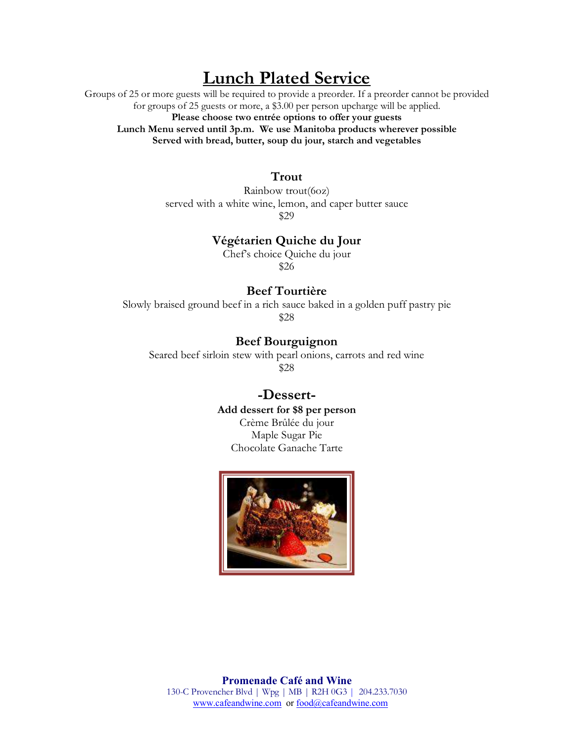# Lunch Plated Service

Groups of 25 or more guests will be required to provide a preorder. If a preorder cannot be provided for groups of 25 guests or more, a $3.00 per person upcharge will be applied.

**Please choose two entrée options to offer your guests**

**Lunch Menu served until 3p.m. We use Manitoba products wherever possible**

**Served with bread, butter, soup du jour, starch and vegetables**

### Trout

Rainbow trout(6oz)
served with a white wine, lemon, and caper butter sauce
$29

### Végétarien Quiche du Jour

Chef's choice Quiche du jour
$26

### Beef Tourtière

Slowly braised ground beef in a rich sauce baked in a golden puff pastry pie
$28

### Beef Bourguignon

Seared beef sirloin stew with pearl onions, carrots and red wine
$28

## -Dessert-

**Add dessert for $8 per person**

Crème Brûlée du jour
Maple Sugar Pie
Chocolate Ganache Tarte

**Promenade Café and Wine**
130-C Provencher Blvd | Wpg | MB | R2H 0G3 | 204.233.7030
www.cafeandwine.com or food@cafeandwine.com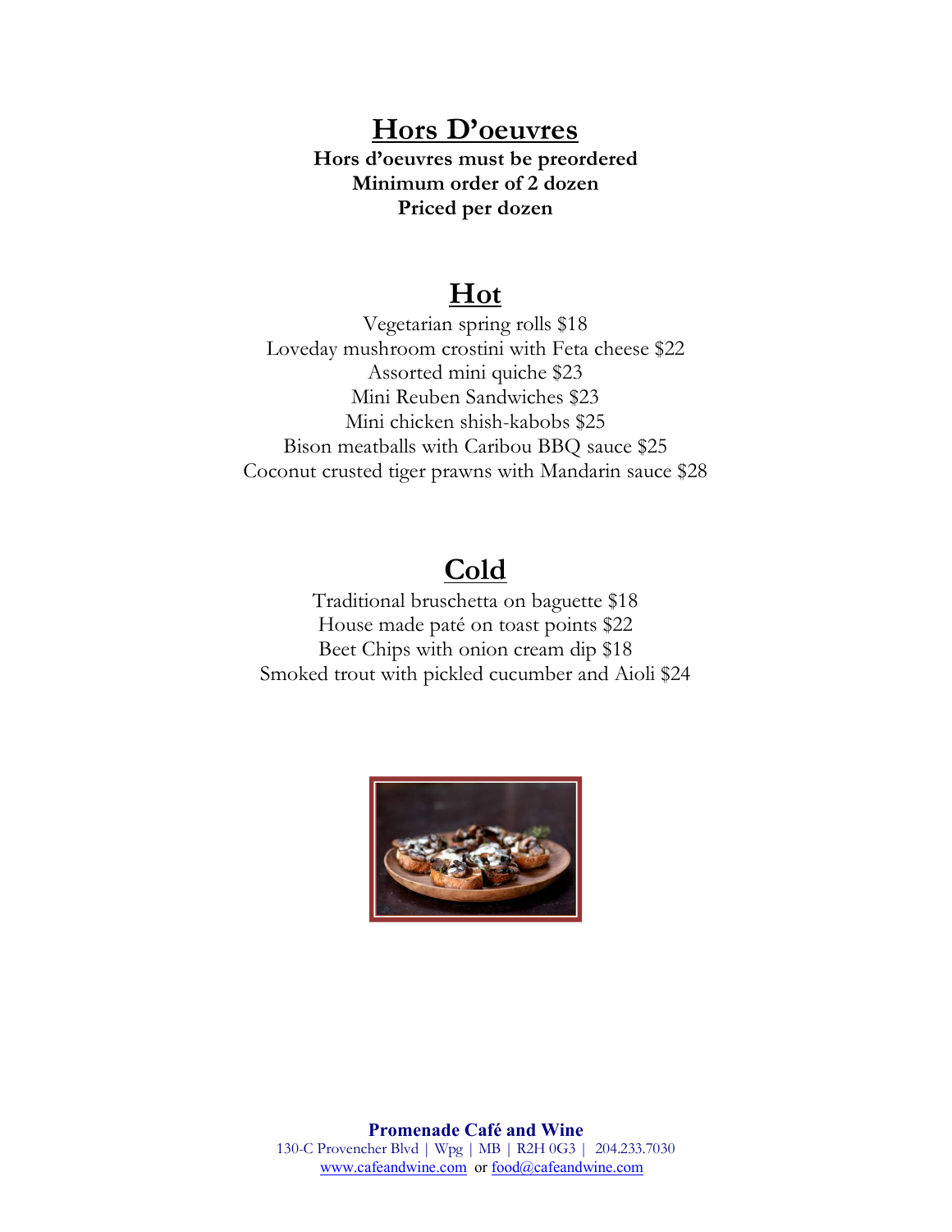# Hors D'oeuvres

**Hors d'oeuvres must be preordered**
**Minimum order of 2 dozen**
**Priced per dozen**

## Hot

Vegetarian spring rolls $18
Loveday mushroom crostini with Feta cheese $22
Assorted mini quiche $23
Mini Reuben Sandwiches $23
Mini chicken shish-kabobs $25
Bison meatballs with Caribou BBQ sauce $25
Coconut crusted tiger prawns with Mandarin sauce $28

## Cold

Traditional bruschetta on baguette $18
House made paté on toast points $22
Beet Chips with onion cream dip $18
Smoked trout with pickled cucumber and Aioli $24

**Promenade Café and Wine**
130-C Provencher Blvd | Wpg | MB | R2H 0G3 | 204.233.7030
www.cafeandwine.com or food@cafeandwine.com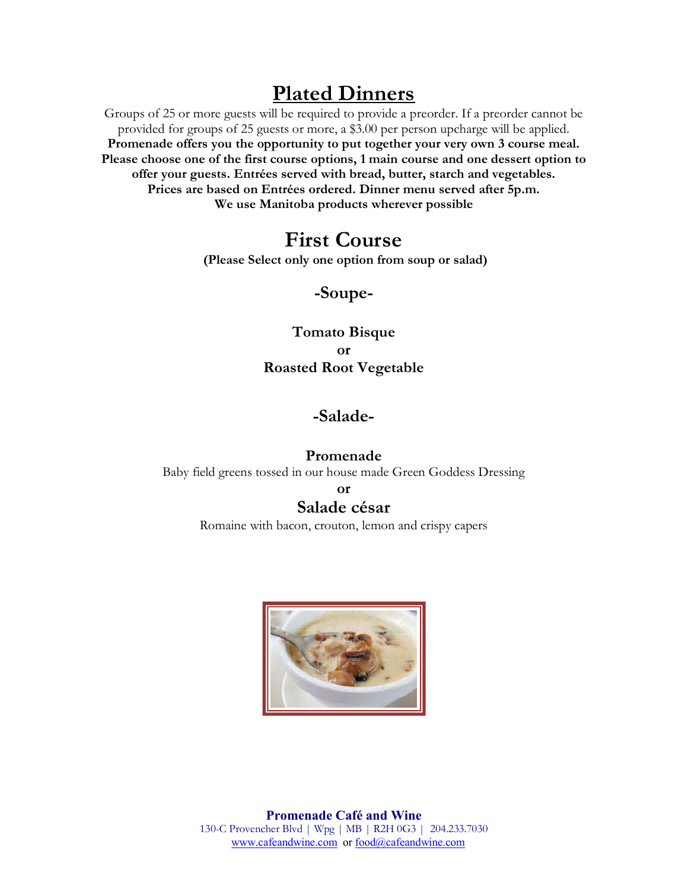# Plated Dinners

Groups of 25 or more guests will be required to provide a preorder. If a preorder cannot be provided for groups of 25 guests or more, a $3.00 per person upcharge will be applied.

**Promenade offers you the opportunity to put together your very own 3 course meal. Please choose one of the first course options, 1 main course and one dessert option to offer your guests. Entrées served with bread, butter, starch and vegetables. Prices are based on Entrées ordered. Dinner menu served after 5p.m. We use Manitoba products wherever possible**

## First Course

**(Please Select only one option from soup or salad)**

### -Soupe-

**Tomato Bisque**

**or**

**Roasted Root Vegetable**

### -Salade-

**Promenade**

Baby field greens tossed in our house made Green Goddess Dressing

**or**

**Salade césar**

Romaine with bacon, crouton, lemon and crispy capers

**Promenade Café and Wine**

130-C Provencher Blvd | Wpg | MB | R2H 0G3 | 204.233.7030

www.cafeandwine.com or food@cafeandwine.com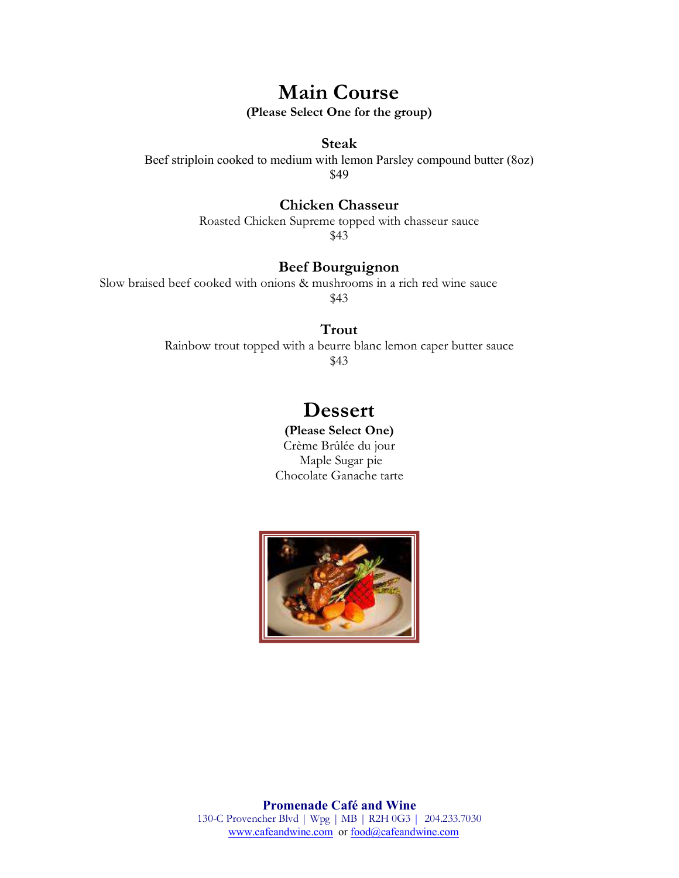# Main Course

**(Please Select One for the group)**

### Steak

Beef striploin cooked to medium with lemon Parsley compound butter (8oz)
$49

### Chicken Chasseur

Roasted Chicken Supreme topped with chasseur sauce
$43

### Beef Bourguignon

Slow braised beef cooked with onions & mushrooms in a rich red wine sauce
$43

### Trout

Rainbow trout topped with a beurre blanc lemon caper butter sauce
$43

# Dessert

**(Please Select One)**

Crème Brûlée du jour
Maple Sugar pie
Chocolate Ganache tarte

**Promenade Café and Wine**
130-C Provencher Blvd | Wpg | MB | R2H 0G3 | 204.233.7030
www.cafeandwine.com or food@cafeandwine.com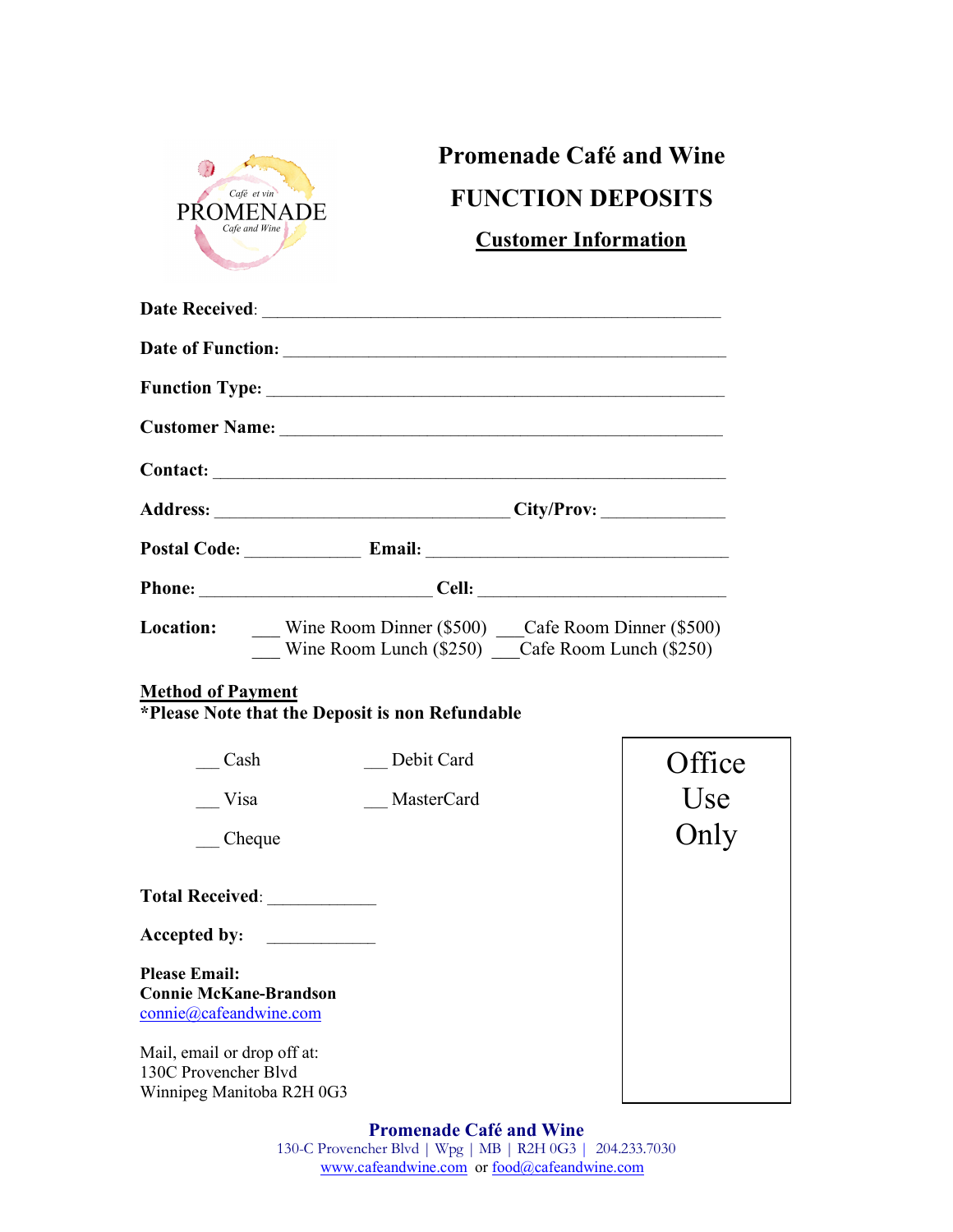# Promenade Café and Wine

## FUNCTION DEPOSITS

### Customer Information

**Date Received**: ___________________________________________________

**Date of Function:** ________________________________________________

**Function Type:** __________________________________________________

**Customer Name:** _________________________________________________

**Contact:** _______________________________________________________

**Address:** ________________________________ **City/Prov:** _____________

**Postal Code:** ____________ **Email:** __________________________________

**Phone:** __________________________ **Cell:** ___________________________

**Location:** ___ Wine Room Dinner ($500) ___Cafe Room Dinner ($500)
___ Wine Room Lunch ($250) ___Cafe Room Lunch ($250)

**Method of Payment**
***Please Note that the Deposit is non Refundable**

___ Cash ___ Debit Card

___ Visa ___ MasterCard

___ Cheque

**Total Received**: ____________

**Accepted by:** ____________

**Please Email:**
**Connie McKane-Brandson**
connie@cafeandwine.com

Mail, email or drop off at:
130C Provencher Blvd
Winnipeg Manitoba R2H 0G3

Office Use Only

**Promenade Café and Wine**
130-C Provencher Blvd | Wpg | MB | R2H 0G3 | 204.233.7030
www.cafeandwine.com or food@cafeandwine.com